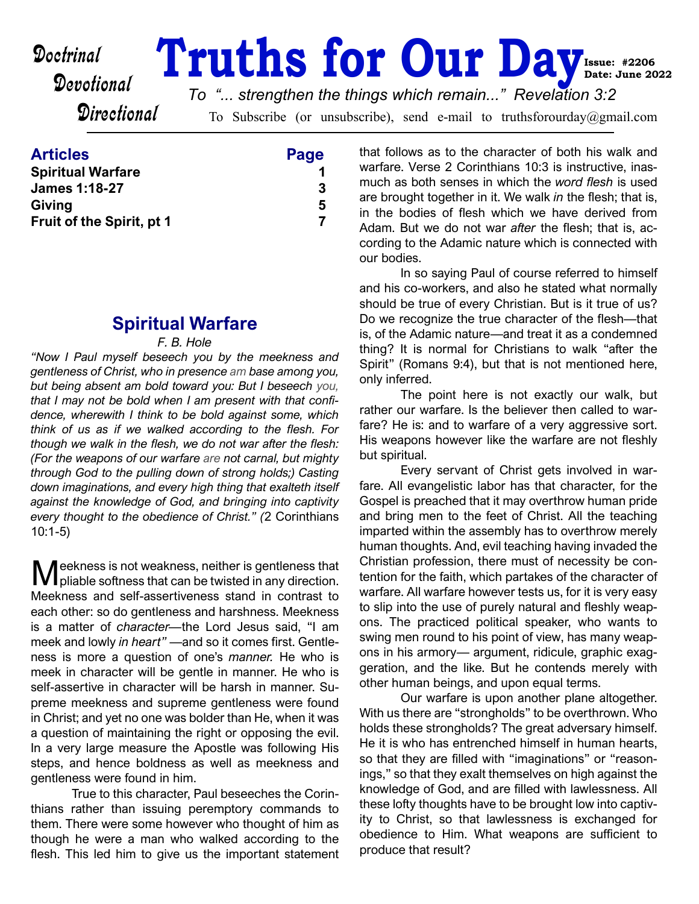Doctrinal
Devotional
Directional

# Truths for Our Day

**Issue: #2206**
**Date: June 2022**

*To "... strengthen the things which remain..." Revelation 3:2*

To Subscribe (or unsubscribe), send e-mail to truthsforourday@gmail.com

| **Articles** | **Page** |
|---|---|
| **Spiritual Warfare** | **1** |
| **James 1:18-27** | **3** |
| **Giving** | **5** |
| **Fruit of the Spirit, pt 1** | **7** |

## Spiritual Warfare

*F. B. Hole*

*"Now I Paul myself beseech you by the meekness and gentleness of Christ, who in presence am base among you, but being absent am bold toward you: But I beseech you, that I may not be bold when I am present with that confidence, wherewith I think to be bold against some, which think of us as if we walked according to the flesh. For though we walk in the flesh, we do not war after the flesh: (For the weapons of our warfare are not carnal, but mighty through God to the pulling down of strong holds;) Casting down imaginations, and every high thing that exalteth itself against the knowledge of God, and bringing into captivity every thought to the obedience of Christ." (*2 Corinthians 10:1-5)

Meekness is not weakness, neither is gentleness that pliable softness that can be twisted in any direction. Meekness and self-assertiveness stand in contrast to each other: so do gentleness and harshness. Meekness is a matter of *character*—the Lord Jesus said, "I am meek and lowly *in heart"* —and so it comes first. Gentleness is more a question of one's *manner.* He who is meek in character will be gentle in manner. He who is self-assertive in character will be harsh in manner. Supreme meekness and supreme gentleness were found in Christ; and yet no one was bolder than He, when it was a question of maintaining the right or opposing the evil. In a very large measure the Apostle was following His steps, and hence boldness as well as meekness and gentleness were found in him.

True to this character, Paul beseeches the Corinthians rather than issuing peremptory commands to them. There were some however who thought of him as though he were a man who walked according to the flesh. This led him to give us the important statement that follows as to the character of both his walk and warfare. Verse 2 Corinthians 10:3 is instructive, inasmuch as both senses in which the *word flesh* is used are brought together in it. We walk *in* the flesh; that is, in the bodies of flesh which we have derived from Adam. But we do not war *after* the flesh; that is, according to the Adamic nature which is connected with our bodies.

In so saying Paul of course referred to himself and his co-workers, and also he stated what normally should be true of every Christian. But is it true of us? Do we recognize the true character of the flesh—that is, of the Adamic nature—and treat it as a condemned thing? It is normal for Christians to walk "after the Spirit" (Romans 9:4), but that is not mentioned here, only inferred.

The point here is not exactly our walk, but rather our warfare. Is the believer then called to warfare? He is: and to warfare of a very aggressive sort. His weapons however like the warfare are not fleshly but spiritual.

Every servant of Christ gets involved in warfare. All evangelistic labor has that character, for the Gospel is preached that it may overthrow human pride and bring men to the feet of Christ. All the teaching imparted within the assembly has to overthrow merely human thoughts. And, evil teaching having invaded the Christian profession, there must of necessity be contention for the faith, which partakes of the character of warfare. All warfare however tests us, for it is very easy to slip into the use of purely natural and fleshly weapons. The practiced political speaker, who wants to swing men round to his point of view, has many weapons in his armory— argument, ridicule, graphic exaggeration, and the like. But he contends merely with other human beings, and upon equal terms.

Our warfare is upon another plane altogether. With us there are "strongholds" to be overthrown. Who holds these strongholds? The great adversary himself. He it is who has entrenched himself in human hearts, so that they are filled with "imaginations" or "reasonings," so that they exalt themselves on high against the knowledge of God, and are filled with lawlessness. All these lofty thoughts have to be brought low into captivity to Christ, so that lawlessness is exchanged for obedience to Him. What weapons are sufficient to produce that result?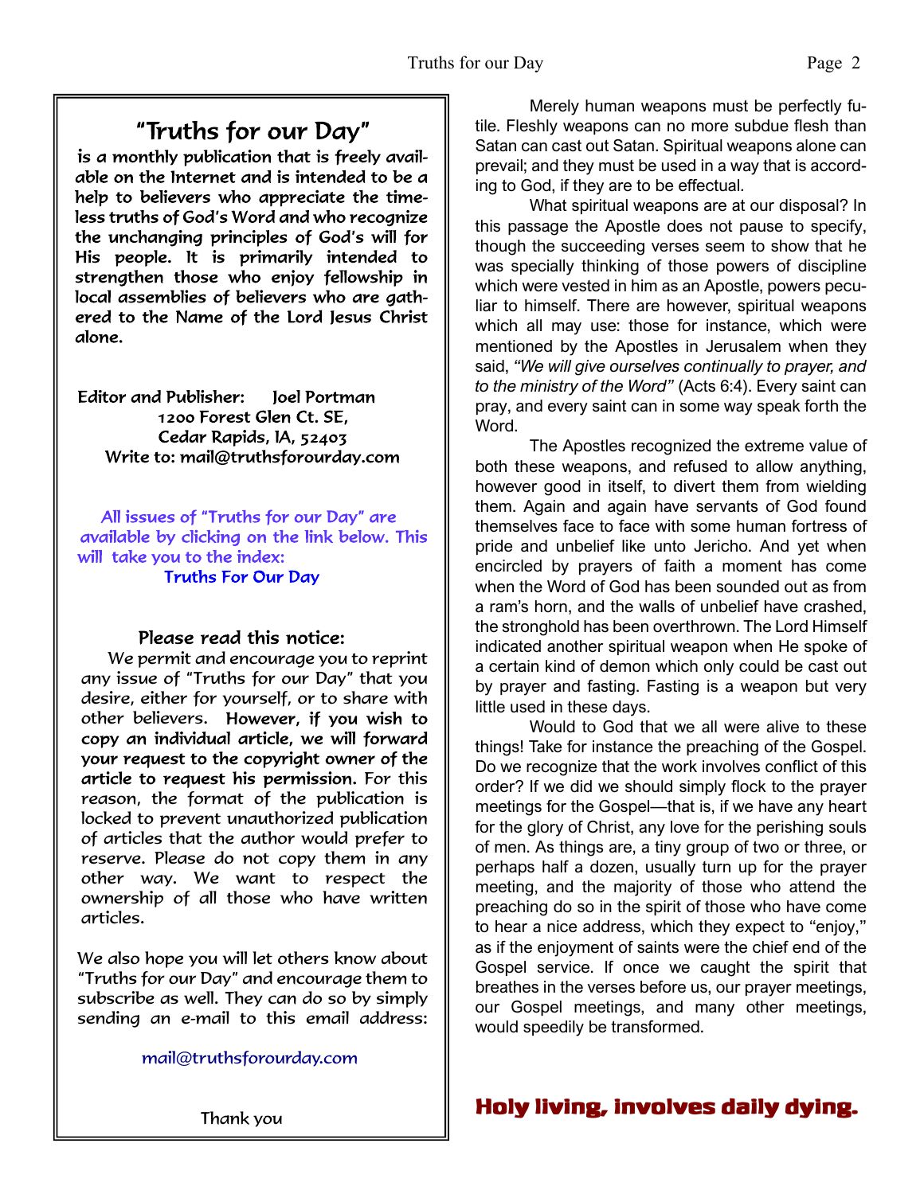## "Truths for our Day"

**is a monthly publication that is freely available on the Internet and is intended to be a help to believers who appreciate the timeless truths of God's Word and who recognize the unchanging principles of God's will for His people. It is primarily intended to strengthen those who enjoy fellowship in local assemblies of believers who are gathered to the Name of the Lord Jesus Christ alone.**

**Editor and Publisher: Joel Portman**
**1200 Forest Glen Ct. SE,**
**Cedar Rapids, IA, 52403**
**Write to: mail@truthsforourday.com**

All issues of "Truths for our Day" are available by clicking on the link below. This will take you to the index:
Truths For Our Day

**Please read this notice:**

We permit and encourage you to reprint any issue of "Truths for our Day" that you desire, either for yourself, or to share with other believers. **However, if you wish to copy an individual article, we will forward your request to the copyright owner of the article to request his permission.** For this reason, the format of the publication is locked to prevent unauthorized publication of articles that the author would prefer to reserve. Please do not copy them in any other way. We want to respect the ownership of all those who have written articles.

We also hope you will let others know about "Truths for our Day" and encourage them to subscribe as well. They can do so by simply sending an e-mail to this email address:

mail@truthsforourday.com

Thank you

Merely human weapons must be perfectly futile. Fleshly weapons can no more subdue flesh than Satan can cast out Satan. Spiritual weapons alone can prevail; and they must be used in a way that is according to God, if they are to be effectual.

What spiritual weapons are at our disposal? In this passage the Apostle does not pause to specify, though the succeeding verses seem to show that he was specially thinking of those powers of discipline which were vested in him as an Apostle, powers peculiar to himself. There are however, spiritual weapons which all may use: those for instance, which were mentioned by the Apostles in Jerusalem when they said, *"We will give ourselves continually to prayer, and to the ministry of the Word"* (Acts 6:4). Every saint can pray, and every saint can in some way speak forth the Word.

The Apostles recognized the extreme value of both these weapons, and refused to allow anything, however good in itself, to divert them from wielding them. Again and again have servants of God found themselves face to face with some human fortress of pride and unbelief like unto Jericho. And yet when encircled by prayers of faith a moment has come when the Word of God has been sounded out as from a ram's horn, and the walls of unbelief have crashed, the stronghold has been overthrown. The Lord Himself indicated another spiritual weapon when He spoke of a certain kind of demon which only could be cast out by prayer and fasting. Fasting is a weapon but very little used in these days.

Would to God that we all were alive to these things! Take for instance the preaching of the Gospel. Do we recognize that the work involves conflict of this order? If we did we should simply flock to the prayer meetings for the Gospel—that is, if we have any heart for the glory of Christ, any love for the perishing souls of men. As things are, a tiny group of two or three, or perhaps half a dozen, usually turn up for the prayer meeting, and the majority of those who attend the preaching do so in the spirit of those who have come to hear a nice address, which they expect to "enjoy," as if the enjoyment of saints were the chief end of the Gospel service. If once we caught the spirit that breathes in the verses before us, our prayer meetings, our Gospel meetings, and many other meetings, would speedily be transformed.

**Holy living, involves daily dying.**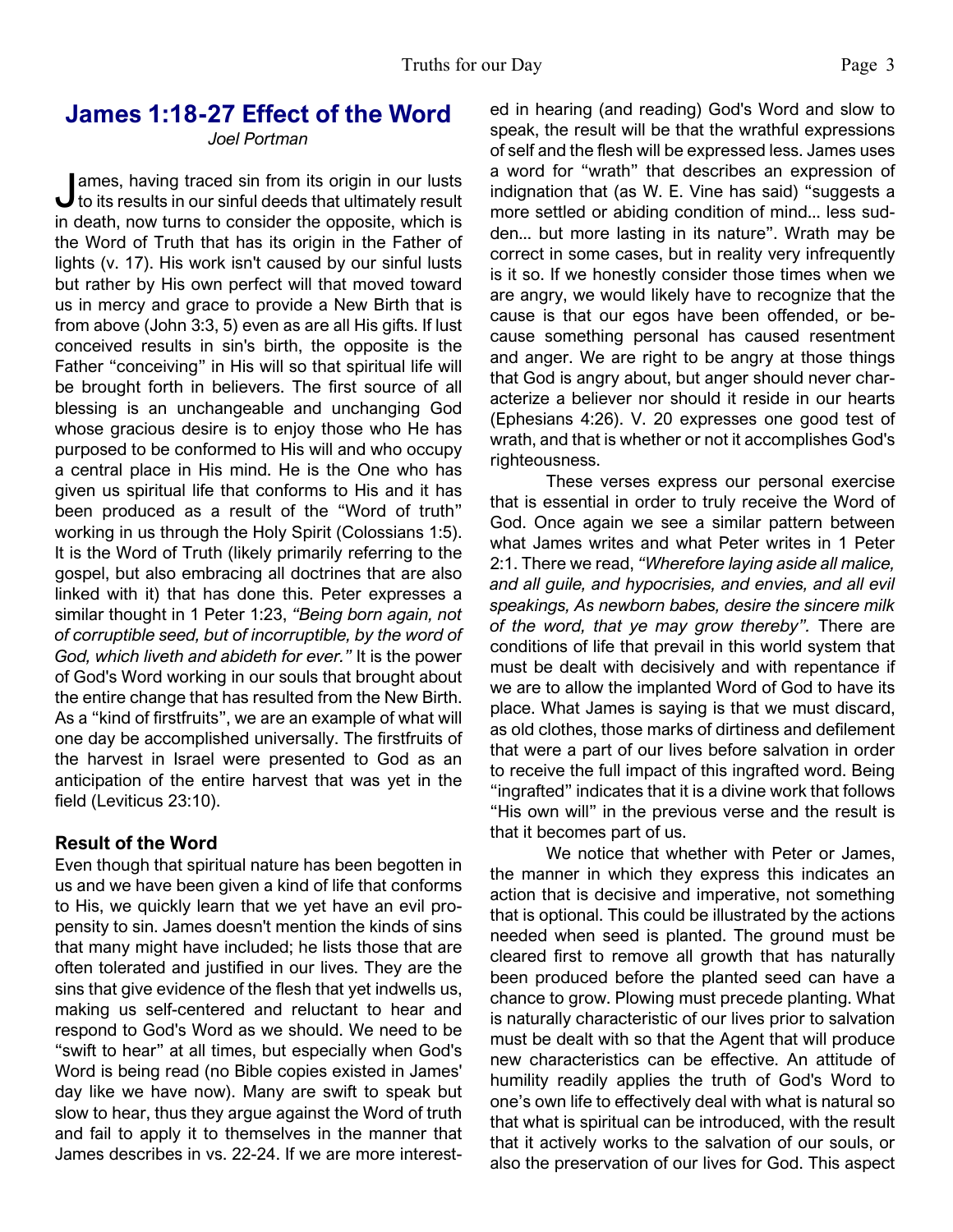## James 1:18-27 Effect of the Word

*Joel Portman*

James, having traced sin from its origin in our lusts to its results in our sinful deeds that ultimately result in death, now turns to consider the opposite, which is the Word of Truth that has its origin in the Father of lights (v. 17). His work isn't caused by our sinful lusts but rather by His own perfect will that moved toward us in mercy and grace to provide a New Birth that is from above (John 3:3, 5) even as are all His gifts. If lust conceived results in sin's birth, the opposite is the Father "conceiving" in His will so that spiritual life will be brought forth in believers. The first source of all blessing is an unchangeable and unchanging God whose gracious desire is to enjoy those who He has purposed to be conformed to His will and who occupy a central place in His mind. He is the One who has given us spiritual life that conforms to His and it has been produced as a result of the "Word of truth" working in us through the Holy Spirit (Colossians 1:5). It is the Word of Truth (likely primarily referring to the gospel, but also embracing all doctrines that are also linked with it) that has done this. Peter expresses a similar thought in 1 Peter 1:23, *"Being born again, not of corruptible seed, but of incorruptible, by the word of God, which liveth and abideth for ever."* It is the power of God's Word working in our souls that brought about the entire change that has resulted from the New Birth. As a "kind of firstfruits", we are an example of what will one day be accomplished universally. The firstfruits of the harvest in Israel were presented to God as an anticipation of the entire harvest that was yet in the field (Leviticus 23:10).

### Result of the Word

Even though that spiritual nature has been begotten in us and we have been given a kind of life that conforms to His, we quickly learn that we yet have an evil propensity to sin. James doesn't mention the kinds of sins that many might have included; he lists those that are often tolerated and justified in our lives. They are the sins that give evidence of the flesh that yet indwells us, making us self-centered and reluctant to hear and respond to God's Word as we should. We need to be "swift to hear" at all times, but especially when God's Word is being read (no Bible copies existed in James' day like we have now). Many are swift to speak but slow to hear, thus they argue against the Word of truth and fail to apply it to themselves in the manner that James describes in vs. 22-24. If we are more interested in hearing (and reading) God's Word and slow to speak, the result will be that the wrathful expressions of self and the flesh will be expressed less. James uses a word for "wrath" that describes an expression of indignation that (as W. E. Vine has said) "suggests a more settled or abiding condition of mind... less sudden... but more lasting in its nature". Wrath may be correct in some cases, but in reality very infrequently is it so. If we honestly consider those times when we are angry, we would likely have to recognize that the cause is that our egos have been offended, or because something personal has caused resentment and anger. We are right to be angry at those things that God is angry about, but anger should never characterize a believer nor should it reside in our hearts (Ephesians 4:26). V. 20 expresses one good test of wrath, and that is whether or not it accomplishes God's righteousness.

These verses express our personal exercise that is essential in order to truly receive the Word of God. Once again we see a similar pattern between what James writes and what Peter writes in 1 Peter 2:1. There we read, *"Wherefore laying aside all malice, and all guile, and hypocrisies, and envies, and all evil speakings, As newborn babes, desire the sincere milk of the word, that ye may grow thereby".* There are conditions of life that prevail in this world system that must be dealt with decisively and with repentance if we are to allow the implanted Word of God to have its place. What James is saying is that we must discard, as old clothes, those marks of dirtiness and defilement that were a part of our lives before salvation in order to receive the full impact of this ingrafted word. Being "ingrafted" indicates that it is a divine work that follows "His own will" in the previous verse and the result is that it becomes part of us.

We notice that whether with Peter or James, the manner in which they express this indicates an action that is decisive and imperative, not something that is optional. This could be illustrated by the actions needed when seed is planted. The ground must be cleared first to remove all growth that has naturally been produced before the planted seed can have a chance to grow. Plowing must precede planting. What is naturally characteristic of our lives prior to salvation must be dealt with so that the Agent that will produce new characteristics can be effective. An attitude of humility readily applies the truth of God's Word to one's own life to effectively deal with what is natural so that what is spiritual can be introduced, with the result that it actively works to the salvation of our souls, or also the preservation of our lives for God. This aspect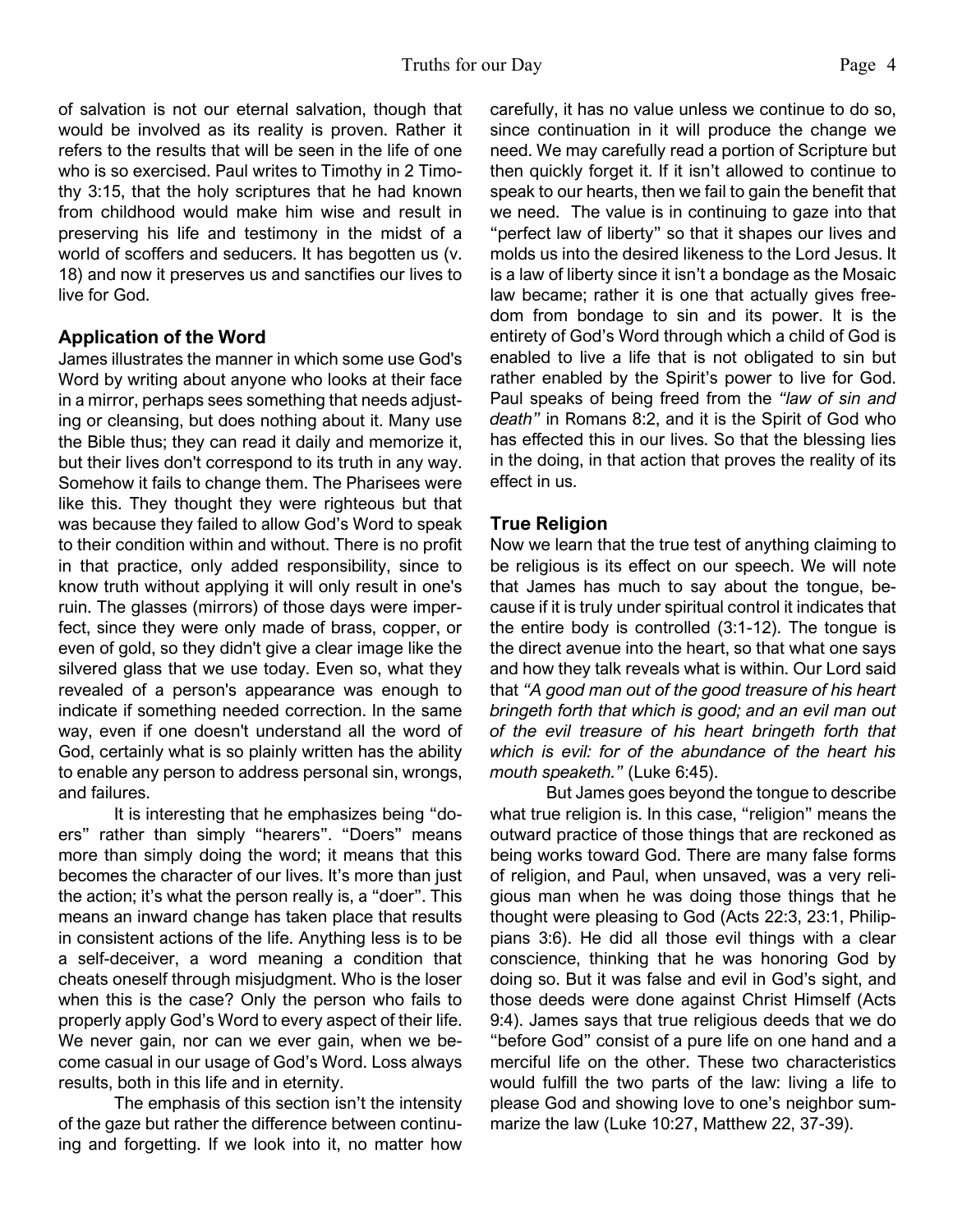of salvation is not our eternal salvation, though that would be involved as its reality is proven. Rather it refers to the results that will be seen in the life of one who is so exercised. Paul writes to Timothy in 2 Timothy 3:15, that the holy scriptures that he had known from childhood would make him wise and result in preserving his life and testimony in the midst of a world of scoffers and seducers. It has begotten us (v. 18) and now it preserves us and sanctifies our lives to live for God.

### Application of the Word

James illustrates the manner in which some use God's Word by writing about anyone who looks at their face in a mirror, perhaps sees something that needs adjusting or cleansing, but does nothing about it. Many use the Bible thus; they can read it daily and memorize it, but their lives don't correspond to its truth in any way. Somehow it fails to change them. The Pharisees were like this. They thought they were righteous but that was because they failed to allow God's Word to speak to their condition within and without. There is no profit in that practice, only added responsibility, since to know truth without applying it will only result in one's ruin. The glasses (mirrors) of those days were imperfect, since they were only made of brass, copper, or even of gold, so they didn't give a clear image like the silvered glass that we use today. Even so, what they revealed of a person's appearance was enough to indicate if something needed correction. In the same way, even if one doesn't understand all the word of God, certainly what is so plainly written has the ability to enable any person to address personal sin, wrongs, and failures.

It is interesting that he emphasizes being "doers" rather than simply "hearers". "Doers" means more than simply doing the word; it means that this becomes the character of our lives. It's more than just the action; it's what the person really is, a "doer". This means an inward change has taken place that results in consistent actions of the life. Anything less is to be a self-deceiver, a word meaning a condition that cheats oneself through misjudgment. Who is the loser when this is the case? Only the person who fails to properly apply God's Word to every aspect of their life. We never gain, nor can we ever gain, when we become casual in our usage of God's Word. Loss always results, both in this life and in eternity.

The emphasis of this section isn't the intensity of the gaze but rather the difference between continuing and forgetting. If we look into it, no matter how carefully, it has no value unless we continue to do so, since continuation in it will produce the change we need. We may carefully read a portion of Scripture but then quickly forget it. If it isn't allowed to continue to speak to our hearts, then we fail to gain the benefit that we need. The value is in continuing to gaze into that "perfect law of liberty" so that it shapes our lives and molds us into the desired likeness to the Lord Jesus. It is a law of liberty since it isn't a bondage as the Mosaic law became; rather it is one that actually gives freedom from bondage to sin and its power. It is the entirety of God's Word through which a child of God is enabled to live a life that is not obligated to sin but rather enabled by the Spirit's power to live for God. Paul speaks of being freed from the *"law of sin and death"* in Romans 8:2, and it is the Spirit of God who has effected this in our lives. So that the blessing lies in the doing, in that action that proves the reality of its effect in us.

### True Religion

Now we learn that the true test of anything claiming to be religious is its effect on our speech. We will note that James has much to say about the tongue, because if it is truly under spiritual control it indicates that the entire body is controlled (3:1-12). The tongue is the direct avenue into the heart, so that what one says and how they talk reveals what is within. Our Lord said that *"A good man out of the good treasure of his heart bringeth forth that which is good; and an evil man out of the evil treasure of his heart bringeth forth that which is evil: for of the abundance of the heart his mouth speaketh."* (Luke 6:45).

But James goes beyond the tongue to describe what true religion is. In this case, "religion" means the outward practice of those things that are reckoned as being works toward God. There are many false forms of religion, and Paul, when unsaved, was a very religious man when he was doing those things that he thought were pleasing to God (Acts 22:3, 23:1, Philippians 3:6). He did all those evil things with a clear conscience, thinking that he was honoring God by doing so. But it was false and evil in God's sight, and those deeds were done against Christ Himself (Acts 9:4). James says that true religious deeds that we do "before God" consist of a pure life on one hand and a merciful life on the other. These two characteristics would fulfill the two parts of the law: living a life to please God and showing love to one's neighbor summarize the law (Luke 10:27, Matthew 22, 37-39).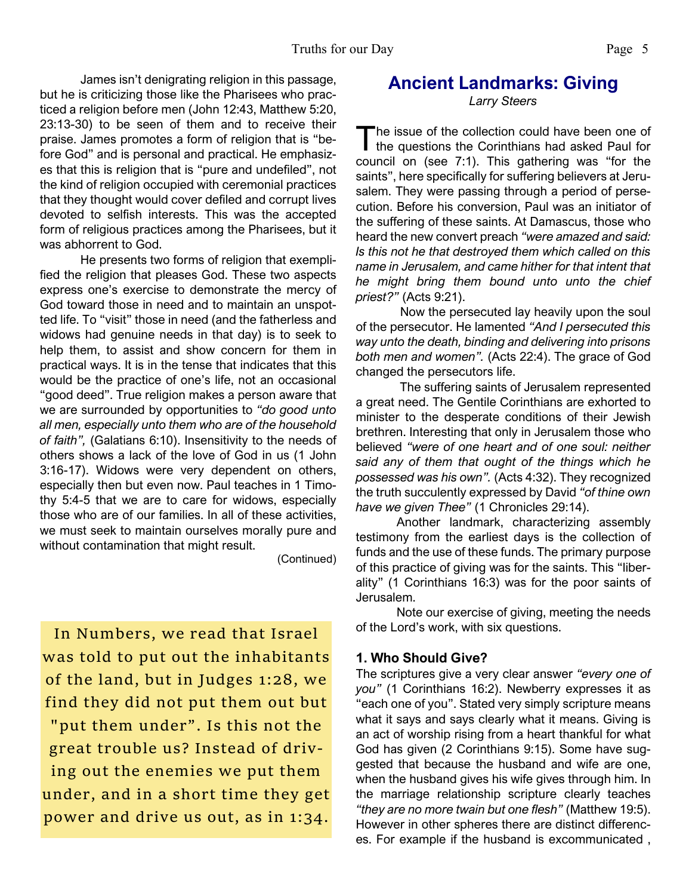James isn't denigrating religion in this passage, but he is criticizing those like the Pharisees who practiced a religion before men (John 12:43, Matthew 5:20, 23:13-30) to be seen of them and to receive their praise. James promotes a form of religion that is "before God" and is personal and practical. He emphasizes that this is religion that is "pure and undefiled", not the kind of religion occupied with ceremonial practices that they thought would cover defiled and corrupt lives devoted to selfish interests. This was the accepted form of religious practices among the Pharisees, but it was abhorrent to God.

He presents two forms of religion that exemplified the religion that pleases God. These two aspects express one's exercise to demonstrate the mercy of God toward those in need and to maintain an unspotted life. To "visit" those in need (and the fatherless and widows had genuine needs in that day) is to seek to help them, to assist and show concern for them in practical ways. It is in the tense that indicates that this would be the practice of one's life, not an occasional "good deed". True religion makes a person aware that we are surrounded by opportunities to *"do good unto all men, especially unto them who are of the household of faith",* (Galatians 6:10). Insensitivity to the needs of others shows a lack of the love of God in us (1 John 3:16-17). Widows were very dependent on others, especially then but even now. Paul teaches in 1 Timothy 5:4-5 that we are to care for widows, especially those who are of our families. In all of these activities, we must seek to maintain ourselves morally pure and without contamination that might result.

(Continued)

> In Numbers, we read that Israel was told to put out the inhabitants of the land, but in Judges 1:28, we find they did not put them out but "put them under". Is this not the great trouble us? Instead of driving out the enemies we put them under, and in a short time they get power and drive us out, as in 1:34.

## Ancient Landmarks: Giving

*Larry Steers*

The issue of the collection could have been one of the questions the Corinthians had asked Paul for council on (see 7:1). This gathering was "for the saints", here specifically for suffering believers at Jerusalem. They were passing through a period of persecution. Before his conversion, Paul was an initiator of the suffering of these saints. At Damascus, those who heard the new convert preach *"were amazed and said: Is this not he that destroyed them which called on this name in Jerusalem, and came hither for that intent that he might bring them bound unto unto the chief priest?"* (Acts 9:21).

Now the persecuted lay heavily upon the soul of the persecutor. He lamented *"And I persecuted this way unto the death, binding and delivering into prisons both men and women".* (Acts 22:4). The grace of God changed the persecutors life.

The suffering saints of Jerusalem represented a great need. The Gentile Corinthians are exhorted to minister to the desperate conditions of their Jewish brethren. Interesting that only in Jerusalem those who believed *"were of one heart and of one soul: neither said any of them that ought of the things which he possessed was his own".* (Acts 4:32). They recognized the truth succulently expressed by David *"of thine own have we given Thee"* (1 Chronicles 29:14).

Another landmark, characterizing assembly testimony from the earliest days is the collection of funds and the use of these funds. The primary purpose of this practice of giving was for the saints. This "liberality" (1 Corinthians 16:3) was for the poor saints of Jerusalem.

Note our exercise of giving, meeting the needs of the Lord's work, with six questions.

**1. Who Should Give?**

The scriptures give a very clear answer *"every one of you"* (1 Corinthians 16:2). Newberry expresses it as "each one of you". Stated very simply scripture means what it says and says clearly what it means. Giving is an act of worship rising from a heart thankful for what God has given (2 Corinthians 9:15). Some have suggested that because the husband and wife are one, when the husband gives his wife gives through him. In the marriage relationship scripture clearly teaches *"they are no more twain but one flesh"* (Matthew 19:5). However in other spheres there are distinct differences. For example if the husband is excommunicated ,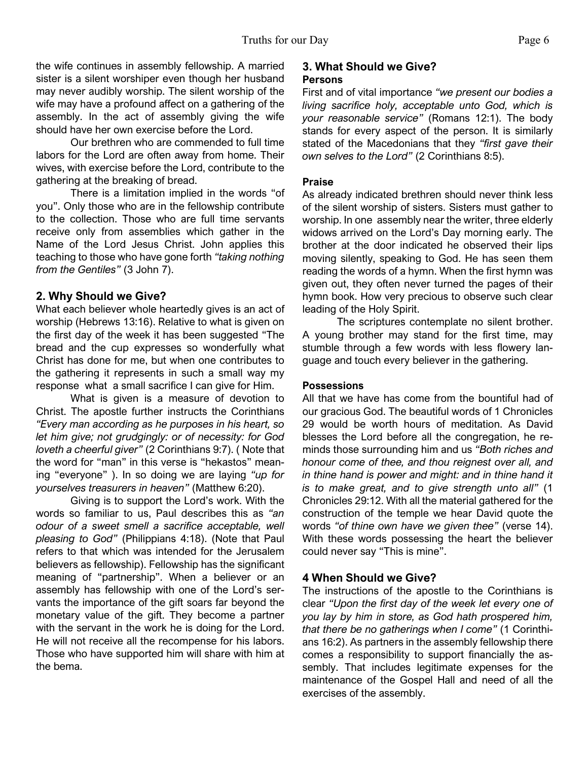the wife continues in assembly fellowship. A married sister is a silent worshiper even though her husband may never audibly worship. The silent worship of the wife may have a profound affect on a gathering of the assembly. In the act of assembly giving the wife should have her own exercise before the Lord.

Our brethren who are commended to full time labors for the Lord are often away from home. Their wives, with exercise before the Lord, contribute to the gathering at the breaking of bread.

There is a limitation implied in the words "of you". Only those who are in the fellowship contribute to the collection. Those who are full time servants receive only from assemblies which gather in the Name of the Lord Jesus Christ. John applies this teaching to those who have gone forth *"taking nothing from the Gentiles"* (3 John 7).

## 2. Why Should we Give?

What each believer whole heartedly gives is an act of worship (Hebrews 13:16). Relative to what is given on the first day of the week it has been suggested "The bread and the cup expresses so wonderfully what Christ has done for me, but when one contributes to the gathering it represents in such a small way my response what a small sacrifice I can give for Him.

What is given is a measure of devotion to Christ. The apostle further instructs the Corinthians *"Every man according as he purposes in his heart, so let him give; not grudgingly: or of necessity: for God loveth a cheerful giver"* (2 Corinthians 9:7). ( Note that the word for "man" in this verse is "hekastos" meaning "everyone" ). In so doing we are laying *"up for yourselves treasurers in heaven"* (Matthew 6:20).

Giving is to support the Lord's work. With the words so familiar to us, Paul describes this as *"an odour of a sweet smell a sacrifice acceptable, well pleasing to God"* (Philippians 4:18). (Note that Paul refers to that which was intended for the Jerusalem believers as fellowship). Fellowship has the significant meaning of "partnership". When a believer or an assembly has fellowship with one of the Lord's servants the importance of the gift soars far beyond the monetary value of the gift. They become a partner with the servant in the work he is doing for the Lord. He will not receive all the recompense for his labors. Those who have supported him will share with him at the bema.

## 3. What Should we Give?

**Persons**

First and of vital importance *"we present our bodies a living sacrifice holy, acceptable unto God, which is your reasonable service"* (Romans 12:1). The body stands for every aspect of the person. It is similarly stated of the Macedonians that they *"first gave their own selves to the Lord"* (2 Corinthians 8:5).

**Praise**

As already indicated brethren should never think less of the silent worship of sisters. Sisters must gather to worship. In one assembly near the writer, three elderly widows arrived on the Lord's Day morning early. The brother at the door indicated he observed their lips moving silently, speaking to God. He has seen them reading the words of a hymn. When the first hymn was given out, they often never turned the pages of their hymn book. How very precious to observe such clear leading of the Holy Spirit.

The scriptures contemplate no silent brother. A young brother may stand for the first time, may stumble through a few words with less flowery language and touch every believer in the gathering.

**Possessions**

All that we have has come from the bountiful had of our gracious God. The beautiful words of 1 Chronicles 29 would be worth hours of meditation. As David blesses the Lord before all the congregation, he reminds those surrounding him and us *"Both riches and honour come of thee, and thou reignest over all, and in thine hand is power and might: and in thine hand it is to make great, and to give strength unto all"* (1 Chronicles 29:12. With all the material gathered for the construction of the temple we hear David quote the words *"of thine own have we given thee"* (verse 14). With these words possessing the heart the believer could never say "This is mine".

## 4 When Should we Give?

The instructions of the apostle to the Corinthians is clear *"Upon the first day of the week let every one of you lay by him in store, as God hath prospered him, that there be no gatherings when I come"* (1 Corinthians 16:2). As partners in the assembly fellowship there comes a responsibility to support financially the assembly. That includes legitimate expenses for the maintenance of the Gospel Hall and need of all the exercises of the assembly.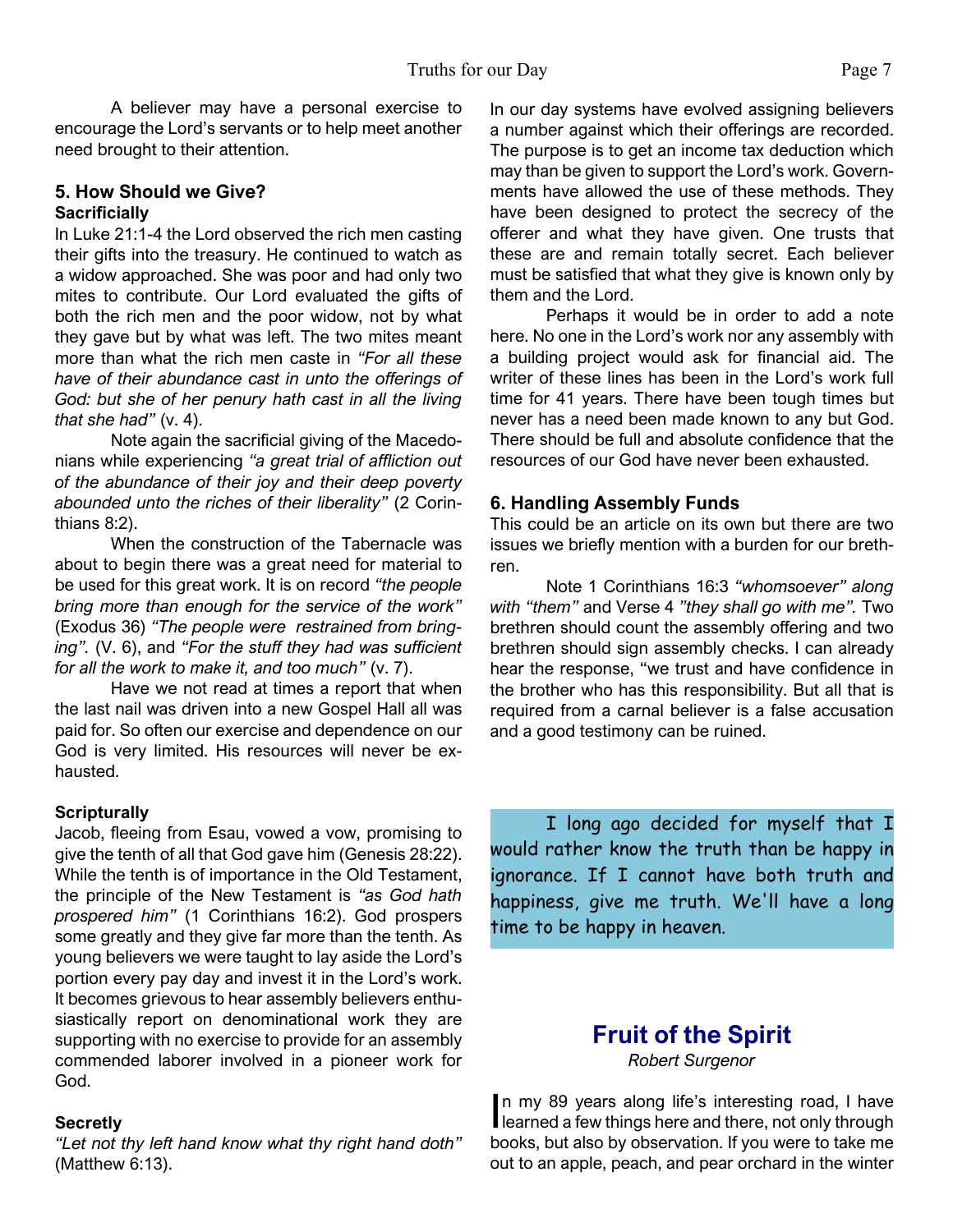A believer may have a personal exercise to encourage the Lord's servants or to help meet another need brought to their attention.

### 5. How Should we Give?

**Sacrificially**

In Luke 21:1-4 the Lord observed the rich men casting their gifts into the treasury. He continued to watch as a widow approached. She was poor and had only two mites to contribute. Our Lord evaluated the gifts of both the rich men and the poor widow, not by what they gave but by what was left. The two mites meant more than what the rich men caste in *"For all these have of their abundance cast in unto the offerings of God: but she of her penury hath cast in all the living that she had"* (v. 4).

Note again the sacrificial giving of the Macedonians while experiencing *"a great trial of affliction out of the abundance of their joy and their deep poverty abounded unto the riches of their liberality"* (2 Corinthians 8:2).

When the construction of the Tabernacle was about to begin there was a great need for material to be used for this great work. It is on record *"the people bring more than enough for the service of the work"* (Exodus 36) *"The people were restrained from bringing".* (V. 6), and *"For the stuff they had was sufficient for all the work to make it, and too much"* (v. 7).

Have we not read at times a report that when the last nail was driven into a new Gospel Hall all was paid for. So often our exercise and dependence on our God is very limited. His resources will never be exhausted.

**Scripturally**

Jacob, fleeing from Esau, vowed a vow, promising to give the tenth of all that God gave him (Genesis 28:22). While the tenth is of importance in the Old Testament, the principle of the New Testament is *"as God hath prospered him"* (1 Corinthians 16:2). God prospers some greatly and they give far more than the tenth. As young believers we were taught to lay aside the Lord's portion every pay day and invest it in the Lord's work. It becomes grievous to hear assembly believers enthusiastically report on denominational work they are supporting with no exercise to provide for an assembly commended laborer involved in a pioneer work for God.

**Secretly**

*"Let not thy left hand know what thy right hand doth"* (Matthew 6:13).

In our day systems have evolved assigning believers a number against which their offerings are recorded. The purpose is to get an income tax deduction which may than be given to support the Lord's work. Governments have allowed the use of these methods. They have been designed to protect the secrecy of the offerer and what they have given. One trusts that these are and remain totally secret. Each believer must be satisfied that what they give is known only by them and the Lord.

Perhaps it would be in order to add a note here. No one in the Lord's work nor any assembly with a building project would ask for financial aid. The writer of these lines has been in the Lord's work full time for 41 years. There have been tough times but never has a need been made known to any but God. There should be full and absolute confidence that the resources of our God have never been exhausted.

### 6. Handling Assembly Funds

This could be an article on its own but there are two issues we briefly mention with a burden for our brethren.

Note 1 Corinthians 16:3 *"whomsoever" along with "them"* and Verse 4 *"they shall go with me".* Two brethren should count the assembly offering and two brethren should sign assembly checks. I can already hear the response, "we trust and have confidence in the brother who has this responsibility. But all that is required from a carnal believer is a false accusation and a good testimony can be ruined.

> I long ago decided for myself that I would rather know the truth than be happy in ignorance. If I cannot have both truth and happiness, give me truth. We'll have a long time to be happy in heaven.

## Fruit of the Spirit

*Robert Surgenor*

In my 89 years along life's interesting road, I have learned a few things here and there, not only through books, but also by observation. If you were to take me out to an apple, peach, and pear orchard in the winter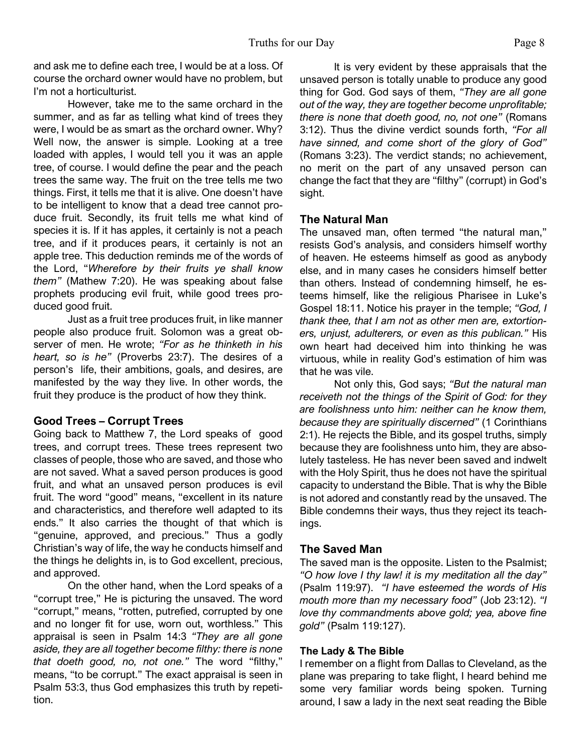and ask me to define each tree, I would be at a loss. Of course the orchard owner would have no problem, but I'm not a horticulturist.

However, take me to the same orchard in the summer, and as far as telling what kind of trees they were, I would be as smart as the orchard owner. Why? Well now, the answer is simple. Looking at a tree loaded with apples, I would tell you it was an apple tree, of course. I would define the pear and the peach trees the same way. The fruit on the tree tells me two things. First, it tells me that it is alive. One doesn't have to be intelligent to know that a dead tree cannot produce fruit. Secondly, its fruit tells me what kind of species it is. If it has apples, it certainly is not a peach tree, and if it produces pears, it certainly is not an apple tree. This deduction reminds me of the words of the Lord, "*Wherefore by their fruits ye shall know them"* (Mathew 7:20). He was speaking about false prophets producing evil fruit, while good trees produced good fruit.

Just as a fruit tree produces fruit, in like manner people also produce fruit. Solomon was a great observer of men. He wrote; *"For as he thinketh in his heart, so is he"* (Proverbs 23:7). The desires of a person's life, their ambitions, goals, and desires, are manifested by the way they live. In other words, the fruit they produce is the product of how they think.

### Good Trees – Corrupt Trees

Going back to Matthew 7, the Lord speaks of good trees, and corrupt trees. These trees represent two classes of people, those who are saved, and those who are not saved. What a saved person produces is good fruit, and what an unsaved person produces is evil fruit. The word "good" means, "excellent in its nature and characteristics, and therefore well adapted to its ends." It also carries the thought of that which is "genuine, approved, and precious." Thus a godly Christian's way of life, the way he conducts himself and the things he delights in, is to God excellent, precious, and approved.

On the other hand, when the Lord speaks of a "corrupt tree," He is picturing the unsaved. The word "corrupt," means, "rotten, putrefied, corrupted by one and no longer fit for use, worn out, worthless." This appraisal is seen in Psalm 14:3 *"They are all gone aside, they are all together become filthy: there is none that doeth good, no, not one."* The word "filthy," means, "to be corrupt." The exact appraisal is seen in Psalm 53:3, thus God emphasizes this truth by repetition.

It is very evident by these appraisals that the unsaved person is totally unable to produce any good thing for God. God says of them, *"They are all gone out of the way, they are together become unprofitable; there is none that doeth good, no, not one"* (Romans 3:12). Thus the divine verdict sounds forth, *"For all have sinned, and come short of the glory of God"* (Romans 3:23). The verdict stands; no achievement, no merit on the part of any unsaved person can change the fact that they are "filthy" (corrupt) in God's sight.

### The Natural Man

The unsaved man, often termed "the natural man," resists God's analysis, and considers himself worthy of heaven. He esteems himself as good as anybody else, and in many cases he considers himself better than others. Instead of condemning himself, he esteems himself, like the religious Pharisee in Luke's Gospel 18:11. Notice his prayer in the temple; *"God, I thank thee, that I am not as other men are, extortioners, unjust, adulterers, or even as this publican."* His own heart had deceived him into thinking he was virtuous, while in reality God's estimation of him was that he was vile.

Not only this, God says; *"But the natural man receiveth not the things of the Spirit of God: for they are foolishness unto him: neither can he know them, because they are spiritually discerned"* (1 Corinthians 2:1). He rejects the Bible, and its gospel truths, simply because they are foolishness unto him, they are absolutely tasteless. He has never been saved and indwelt with the Holy Spirit, thus he does not have the spiritual capacity to understand the Bible. That is why the Bible is not adored and constantly read by the unsaved. The Bible condemns their ways, thus they reject its teachings.

### The Saved Man

The saved man is the opposite. Listen to the Psalmist; *"O how love I thy law! it is my meditation all the day"* (Psalm 119:97). *"I have esteemed the words of His mouth more than my necessary food"* (Job 23:12). *"I love thy commandments above gold; yea, above fine gold"* (Psalm 119:127).

#### The Lady & The Bible

I remember on a flight from Dallas to Cleveland, as the plane was preparing to take flight, I heard behind me some very familiar words being spoken. Turning around, I saw a lady in the next seat reading the Bible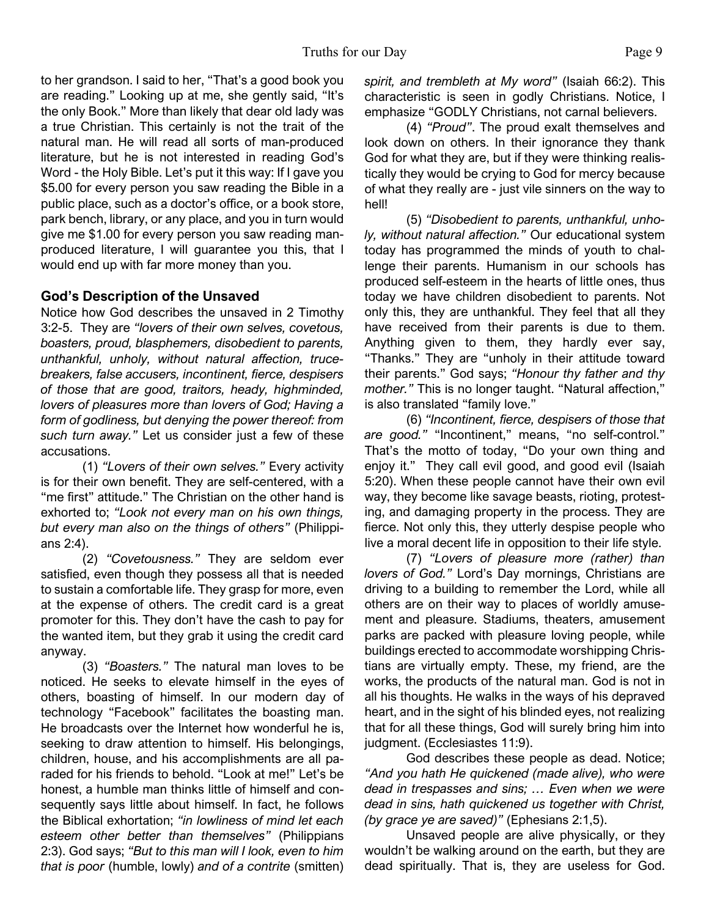to her grandson. I said to her, "That's a good book you are reading." Looking up at me, she gently said, "It's the only Book." More than likely that dear old lady was a true Christian. This certainly is not the trait of the natural man. He will read all sorts of man-produced literature, but he is not interested in reading God's Word - the Holy Bible. Let's put it this way: If I gave you $5.00 for every person you saw reading the Bible in a public place, such as a doctor's office, or a book store, park bench, library, or any place, and you in turn would give me $1.00 for every person you saw reading man-produced literature, I will guarantee you this, that I would end up with far more money than you.

### God's Description of the Unsaved

Notice how God describes the unsaved in 2 Timothy 3:2-5. They are *"lovers of their own selves, covetous, boasters, proud, blasphemers, disobedient to parents, unthankful, unholy, without natural affection, trucebreakers, false accusers, incontinent, fierce, despisers of those that are good, traitors, heady, highminded, lovers of pleasures more than lovers of God; Having a form of godliness, but denying the power thereof: from such turn away."* Let us consider just a few of these accusations.

(1) *"Lovers of their own selves."* Every activity is for their own benefit. They are self-centered, with a "me first" attitude." The Christian on the other hand is exhorted to; *"Look not every man on his own things, but every man also on the things of others"* (Philippians 2:4).

(2) *"Covetousness."* They are seldom ever satisfied, even though they possess all that is needed to sustain a comfortable life. They grasp for more, even at the expense of others. The credit card is a great promoter for this. They don't have the cash to pay for the wanted item, but they grab it using the credit card anyway.

(3) *"Boasters."* The natural man loves to be noticed. He seeks to elevate himself in the eyes of others, boasting of himself. In our modern day of technology "Facebook" facilitates the boasting man. He broadcasts over the Internet how wonderful he is, seeking to draw attention to himself. His belongings, children, house, and his accomplishments are all paraded for his friends to behold. "Look at me!" Let's be honest, a humble man thinks little of himself and consequently says little about himself. In fact, he follows the Biblical exhortation; *"in lowliness of mind let each esteem other better than themselves"* (Philippians 2:3). God says; *"But to this man will I look, even to him that is poor* (humble, lowly) *and of a contrite* (smitten) *spirit, and trembleth at My word"* (Isaiah 66:2). This characteristic is seen in godly Christians. Notice, I emphasize "GODLY Christians, not carnal believers.

(4) *"Proud"*. The proud exalt themselves and look down on others. In their ignorance they thank God for what they are, but if they were thinking realistically they would be crying to God for mercy because of what they really are - just vile sinners on the way to hell!

(5) *"Disobedient to parents, unthankful, unholy, without natural affection."* Our educational system today has programmed the minds of youth to challenge their parents. Humanism in our schools has produced self-esteem in the hearts of little ones, thus today we have children disobedient to parents. Not only this, they are unthankful. They feel that all they have received from their parents is due to them. Anything given to them, they hardly ever say, "Thanks." They are "unholy in their attitude toward their parents." God says; *"Honour thy father and thy mother."* This is no longer taught. "Natural affection," is also translated "family love."

(6) *"Incontinent, fierce, despisers of those that are good."* "Incontinent," means, "no self-control." That's the motto of today, "Do your own thing and enjoy it." They call evil good, and good evil (Isaiah 5:20). When these people cannot have their own evil way, they become like savage beasts, rioting, protesting, and damaging property in the process. They are fierce. Not only this, they utterly despise people who live a moral decent life in opposition to their life style.

(7) *"Lovers of pleasure more (rather) than lovers of God."* Lord's Day mornings, Christians are driving to a building to remember the Lord, while all others are on their way to places of worldly amusement and pleasure. Stadiums, theaters, amusement parks are packed with pleasure loving people, while buildings erected to accommodate worshipping Christians are virtually empty. These, my friend, are the works, the products of the natural man. God is not in all his thoughts. He walks in the ways of his depraved heart, and in the sight of his blinded eyes, not realizing that for all these things, God will surely bring him into judgment. (Ecclesiastes 11:9).

God describes these people as dead. Notice; *"And you hath He quickened (made alive), who were dead in trespasses and sins; … Even when we were dead in sins, hath quickened us together with Christ, (by grace ye are saved)"* (Ephesians 2:1,5).

Unsaved people are alive physically, or they wouldn't be walking around on the earth, but they are dead spiritually. That is, they are useless for God.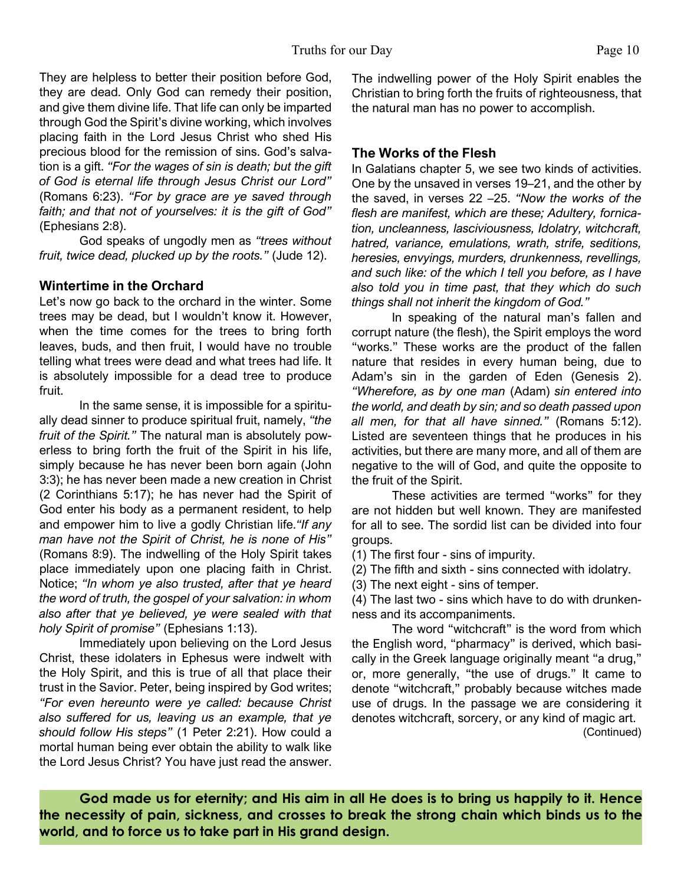They are helpless to better their position before God, they are dead. Only God can remedy their position, and give them divine life. That life can only be imparted through God the Spirit's divine working, which involves placing faith in the Lord Jesus Christ who shed His precious blood for the remission of sins. God's salvation is a gift. *"For the wages of sin is death; but the gift of God is eternal life through Jesus Christ our Lord"* (Romans 6:23). *"For by grace are ye saved through faith; and that not of yourselves: it is the gift of God"* (Ephesians 2:8).

God speaks of ungodly men as *"trees without fruit, twice dead, plucked up by the roots."* (Jude 12).

### Wintertime in the Orchard

Let's now go back to the orchard in the winter. Some trees may be dead, but I wouldn't know it. However, when the time comes for the trees to bring forth leaves, buds, and then fruit, I would have no trouble telling what trees were dead and what trees had life. It is absolutely impossible for a dead tree to produce fruit.

In the same sense, it is impossible for a spiritually dead sinner to produce spiritual fruit, namely, *"the fruit of the Spirit."* The natural man is absolutely powerless to bring forth the fruit of the Spirit in his life, simply because he has never been born again (John 3:3); he has never been made a new creation in Christ (2 Corinthians 5:17); he has never had the Spirit of God enter his body as a permanent resident, to help and empower him to live a godly Christian life.*"If any man have not the Spirit of Christ, he is none of His"* (Romans 8:9). The indwelling of the Holy Spirit takes place immediately upon one placing faith in Christ. Notice; *"In whom ye also trusted, after that ye heard the word of truth, the gospel of your salvation: in whom also after that ye believed, ye were sealed with that holy Spirit of promise"* (Ephesians 1:13).

Immediately upon believing on the Lord Jesus Christ, these idolaters in Ephesus were indwelt with the Holy Spirit, and this is true of all that place their trust in the Savior. Peter, being inspired by God writes; *"For even hereunto were ye called: because Christ also suffered for us, leaving us an example, that ye should follow His steps"* (1 Peter 2:21). How could a mortal human being ever obtain the ability to walk like the Lord Jesus Christ? You have just read the answer. The indwelling power of the Holy Spirit enables the Christian to bring forth the fruits of righteousness, that the natural man has no power to accomplish.

### The Works of the Flesh

In Galatians chapter 5, we see two kinds of activities. One by the unsaved in verses 19–21, and the other by the saved, in verses 22 –25. *"Now the works of the flesh are manifest, which are these; Adultery, fornication, uncleanness, lasciviousness, Idolatry, witchcraft, hatred, variance, emulations, wrath, strife, seditions, heresies, envyings, murders, drunkenness, revellings, and such like: of the which I tell you before, as I have also told you in time past, that they which do such things shall not inherit the kingdom of God."*

In speaking of the natural man's fallen and corrupt nature (the flesh), the Spirit employs the word "works." These works are the product of the fallen nature that resides in every human being, due to Adam's sin in the garden of Eden (Genesis 2). *"Wherefore, as by one man* (Adam) *sin entered into the world, and death by sin; and so death passed upon all men, for that all have sinned."* (Romans 5:12). Listed are seventeen things that he produces in his activities, but there are many more, and all of them are negative to the will of God, and quite the opposite to the fruit of the Spirit.

These activities are termed "works" for they are not hidden but well known. They are manifested for all to see. The sordid list can be divided into four groups.

(1) The first four - sins of impurity.
(2) The fifth and sixth - sins connected with idolatry.
(3) The next eight - sins of temper.
(4) The last two - sins which have to do with drunkenness and its accompaniments.

The word "witchcraft" is the word from which the English word, "pharmacy" is derived, which basically in the Greek language originally meant "a drug," or, more generally, "the use of drugs." It came to denote "witchcraft," probably because witches made use of drugs. In the passage we are considering it denotes witchcraft, sorcery, or any kind of magic art.

(Continued)

**God made us for eternity; and His aim in all He does is to bring us happily to it. Hence the necessity of pain, sickness, and crosses to break the strong chain which binds us to the world, and to force us to take part in His grand design.**